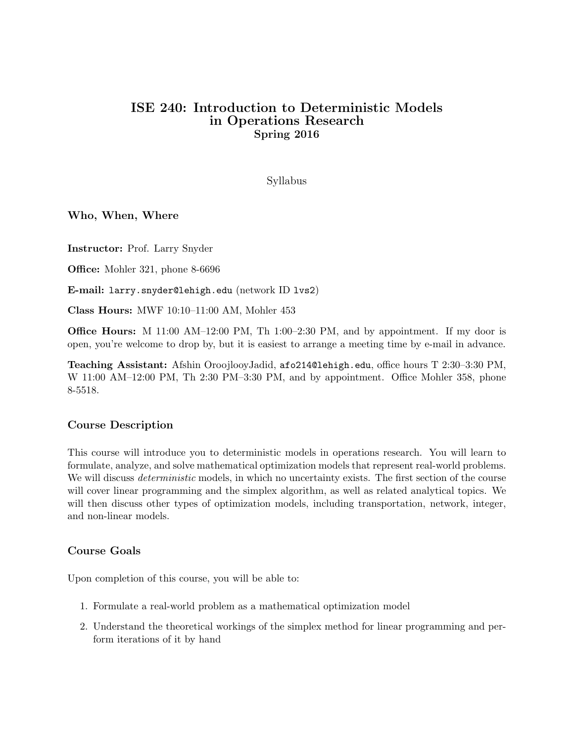# ISE 240: Introduction to Deterministic Models in Operations Research
**Spring 2016**

Syllabus

## Who, When, Where

**Instructor:** Prof. Larry Snyder

**Office:** Mohler 321, phone 8-6696

**E-mail:** `larry.snyder@lehigh.edu` (network ID `lvs2`)

**Class Hours:** MWF 10:10–11:00 AM, Mohler 453

**Office Hours:** M 11:00 AM–12:00 PM, Th 1:00–2:30 PM, and by appointment. If my door is open, you're welcome to drop by, but it is easiest to arrange a meeting time by e-mail in advance.

**Teaching Assistant:** Afshin OroojlooyJadid, `afo214@lehigh.edu`, office hours T 2:30–3:30 PM, W 11:00 AM–12:00 PM, Th 2:30 PM–3:30 PM, and by appointment. Office Mohler 358, phone 8-5518.

## Course Description

This course will introduce you to deterministic models in operations research. You will learn to formulate, analyze, and solve mathematical optimization models that represent real-world problems. We will discuss *deterministic* models, in which no uncertainty exists. The first section of the course will cover linear programming and the simplex algorithm, as well as related analytical topics. We will then discuss other types of optimization models, including transportation, network, integer, and non-linear models.

## Course Goals

Upon completion of this course, you will be able to:

1. Formulate a real-world problem as a mathematical optimization model
2. Understand the theoretical workings of the simplex method for linear programming and perform iterations of it by hand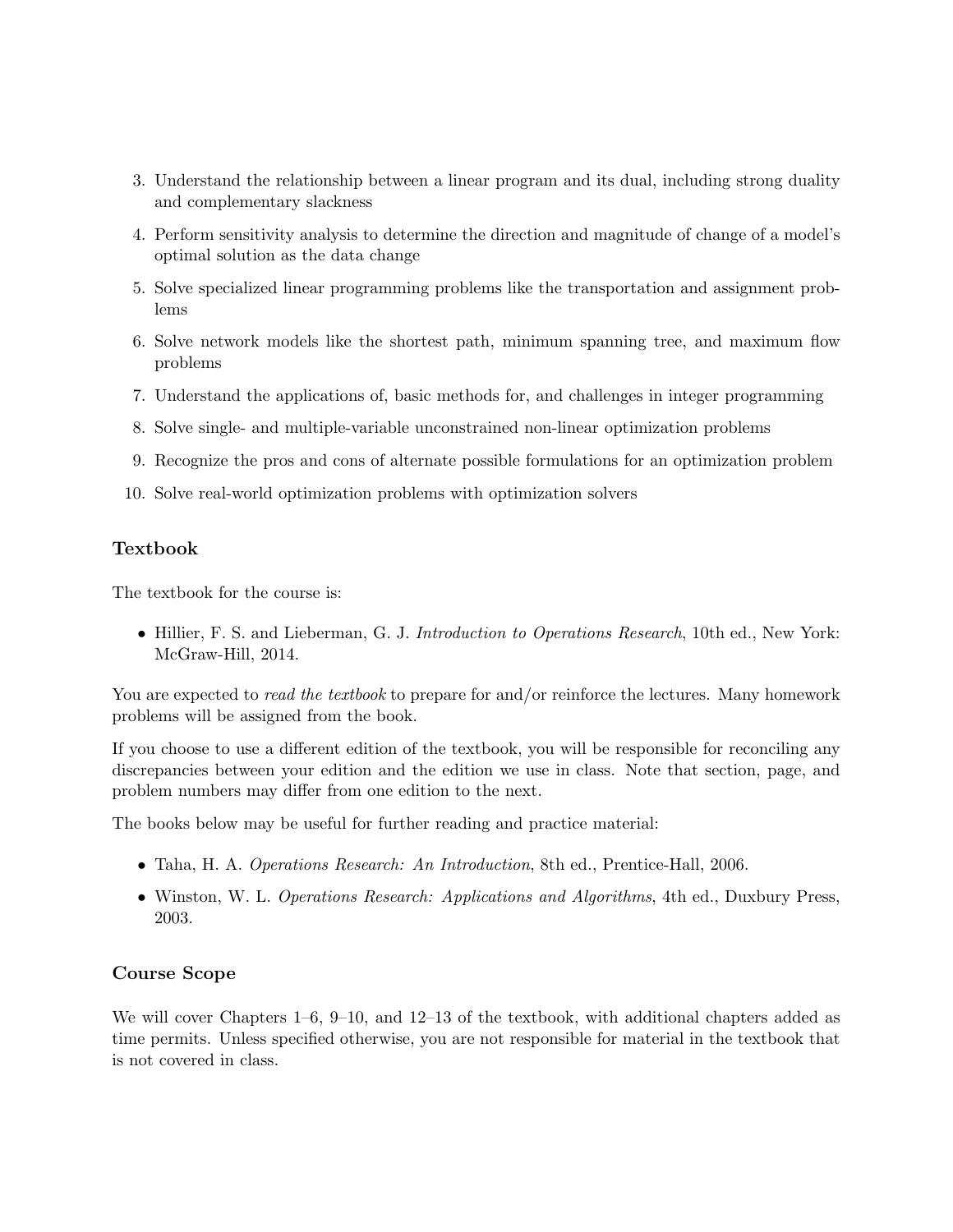3. Understand the relationship between a linear program and its dual, including strong duality and complementary slackness
4. Perform sensitivity analysis to determine the direction and magnitude of change of a model's optimal solution as the data change
5. Solve specialized linear programming problems like the transportation and assignment problems
6. Solve network models like the shortest path, minimum spanning tree, and maximum flow problems
7. Understand the applications of, basic methods for, and challenges in integer programming
8. Solve single- and multiple-variable unconstrained non-linear optimization problems
9. Recognize the pros and cons of alternate possible formulations for an optimization problem
10. Solve real-world optimization problems with optimization solvers

### Textbook

The textbook for the course is:

- Hillier, F. S. and Lieberman, G. J. *Introduction to Operations Research*, 10th ed., New York: McGraw-Hill, 2014.

You are expected to *read the textbook* to prepare for and/or reinforce the lectures. Many homework problems will be assigned from the book.

If you choose to use a different edition of the textbook, you will be responsible for reconciling any discrepancies between your edition and the edition we use in class. Note that section, page, and problem numbers may differ from one edition to the next.

The books below may be useful for further reading and practice material:

- Taha, H. A. *Operations Research: An Introduction*, 8th ed., Prentice-Hall, 2006.
- Winston, W. L. *Operations Research: Applications and Algorithms*, 4th ed., Duxbury Press, 2003.

### Course Scope

We will cover Chapters 1–6, 9–10, and 12–13 of the textbook, with additional chapters added as time permits. Unless specified otherwise, you are not responsible for material in the textbook that is not covered in class.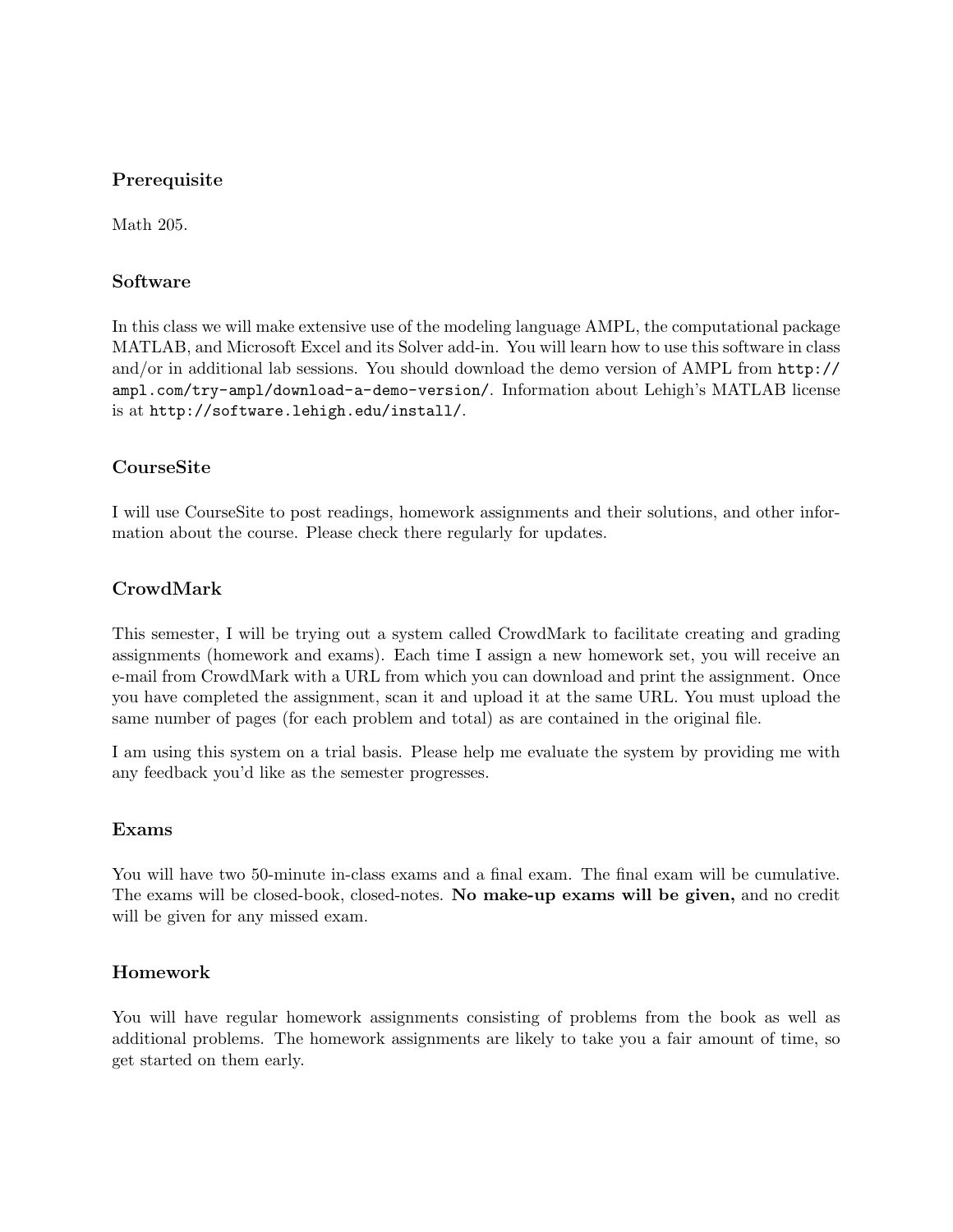### Prerequisite

Math 205.

### Software

In this class we will make extensive use of the modeling language AMPL, the computational package MATLAB, and Microsoft Excel and its Solver add-in. You will learn how to use this software in class and/or in additional lab sessions. You should download the demo version of AMPL from `http://ampl.com/try-ampl/download-a-demo-version/`. Information about Lehigh's MATLAB license is at `http://software.lehigh.edu/install/`.

### CourseSite

I will use CourseSite to post readings, homework assignments and their solutions, and other information about the course. Please check there regularly for updates.

### CrowdMark

This semester, I will be trying out a system called CrowdMark to facilitate creating and grading assignments (homework and exams). Each time I assign a new homework set, you will receive an e-mail from CrowdMark with a URL from which you can download and print the assignment. Once you have completed the assignment, scan it and upload it at the same URL. You must upload the same number of pages (for each problem and total) as are contained in the original file.

I am using this system on a trial basis. Please help me evaluate the system by providing me with any feedback you'd like as the semester progresses.

### Exams

You will have two 50-minute in-class exams and a final exam. The final exam will be cumulative. The exams will be closed-book, closed-notes. **No make-up exams will be given,** and no credit will be given for any missed exam.

### Homework

You will have regular homework assignments consisting of problems from the book as well as additional problems. The homework assignments are likely to take you a fair amount of time, so get started on them early.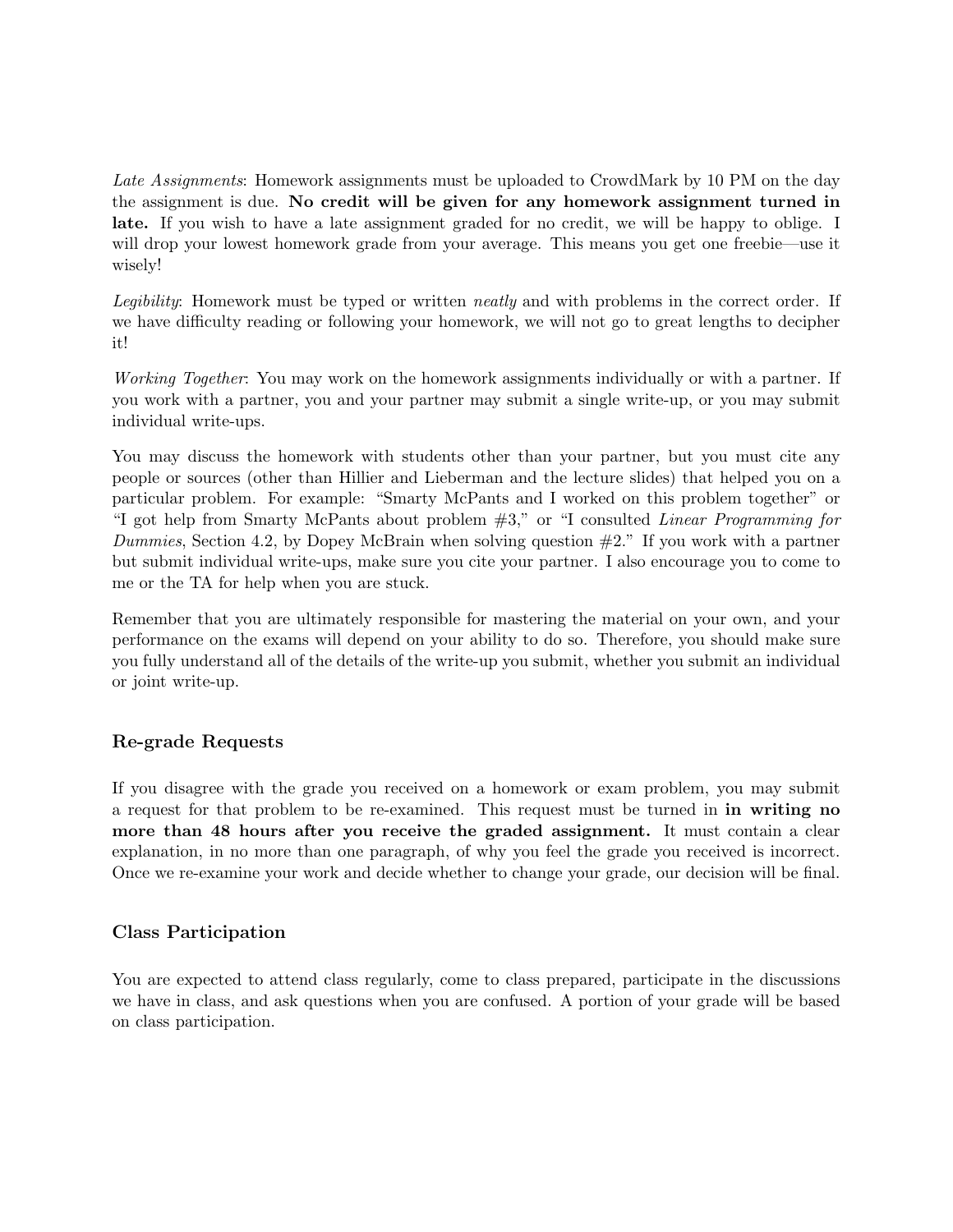*Late Assignments*: Homework assignments must be uploaded to CrowdMark by 10 PM on the day the assignment is due. **No credit will be given for any homework assignment turned in late.** If you wish to have a late assignment graded for no credit, we will be happy to oblige. I will drop your lowest homework grade from your average. This means you get one freebie—use it wisely!

*Legibility*: Homework must be typed or written *neatly* and with problems in the correct order. If we have difficulty reading or following your homework, we will not go to great lengths to decipher it!

*Working Together*: You may work on the homework assignments individually or with a partner. If you work with a partner, you and your partner may submit a single write-up, or you may submit individual write-ups.

You may discuss the homework with students other than your partner, but you must cite any people or sources (other than Hillier and Lieberman and the lecture slides) that helped you on a particular problem. For example: "Smarty McPants and I worked on this problem together" or "I got help from Smarty McPants about problem #3," or "I consulted *Linear Programming for Dummies*, Section 4.2, by Dopey McBrain when solving question #2." If you work with a partner but submit individual write-ups, make sure you cite your partner. I also encourage you to come to me or the TA for help when you are stuck.

Remember that you are ultimately responsible for mastering the material on your own, and your performance on the exams will depend on your ability to do so. Therefore, you should make sure you fully understand all of the details of the write-up you submit, whether you submit an individual or joint write-up.

## Re-grade Requests

If you disagree with the grade you received on a homework or exam problem, you may submit a request for that problem to be re-examined. This request must be turned in **in writing no more than 48 hours after you receive the graded assignment.** It must contain a clear explanation, in no more than one paragraph, of why you feel the grade you received is incorrect. Once we re-examine your work and decide whether to change your grade, our decision will be final.

## Class Participation

You are expected to attend class regularly, come to class prepared, participate in the discussions we have in class, and ask questions when you are confused. A portion of your grade will be based on class participation.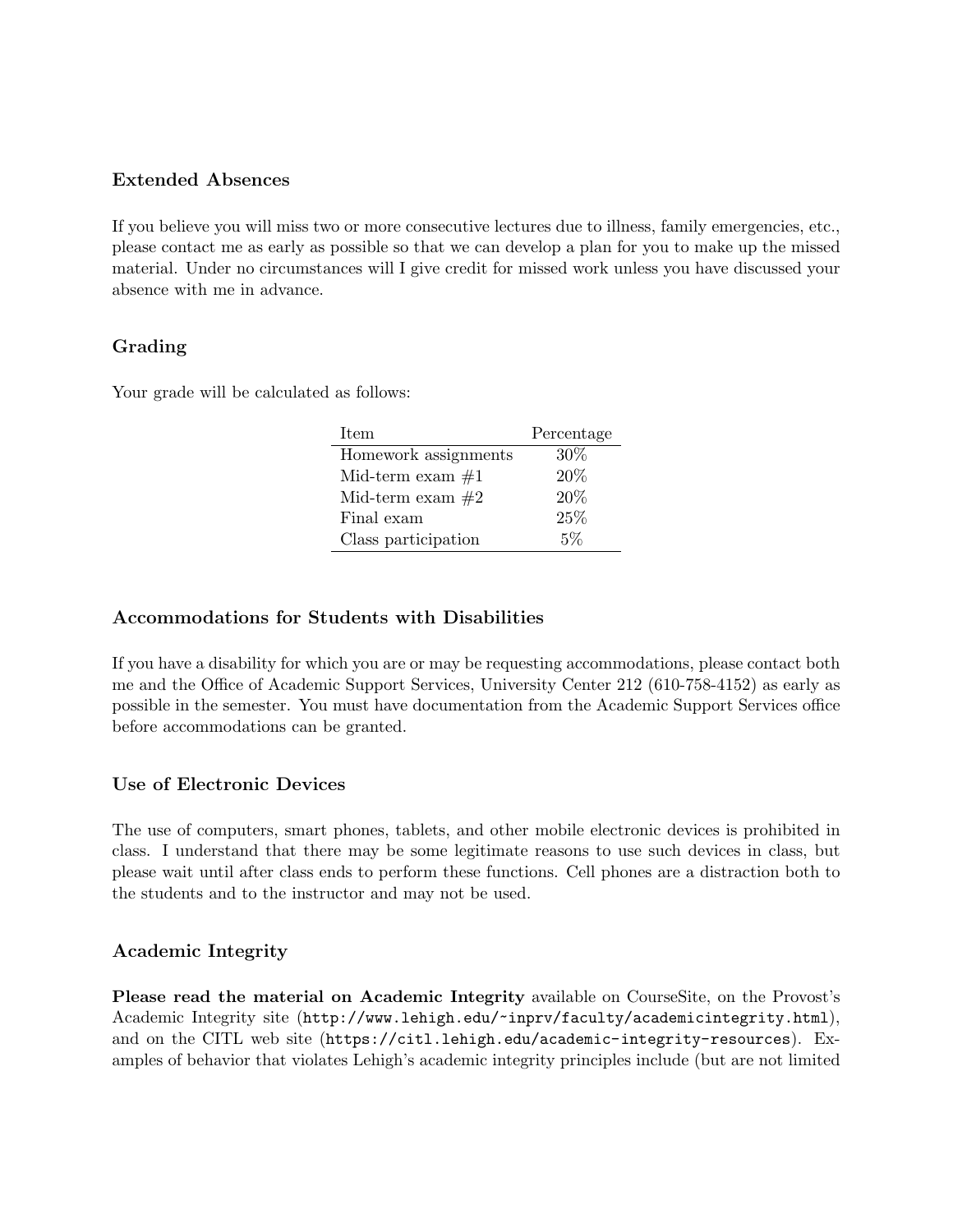### Extended Absences

If you believe you will miss two or more consecutive lectures due to illness, family emergencies, etc., please contact me as early as possible so that we can develop a plan for you to make up the missed material. Under no circumstances will I give credit for missed work unless you have discussed your absence with me in advance.

### Grading

Your grade will be calculated as follows:

| Item | Percentage |
|---|---|
| Homework assignments | 30% |
| Mid-term exam #1 | 20% |
| Mid-term exam #2 | 20% |
| Final exam | 25% |
| Class participation | 5% |

### Accommodations for Students with Disabilities

If you have a disability for which you are or may be requesting accommodations, please contact both me and the Office of Academic Support Services, University Center 212 (610-758-4152) as early as possible in the semester. You must have documentation from the Academic Support Services office before accommodations can be granted.

### Use of Electronic Devices

The use of computers, smart phones, tablets, and other mobile electronic devices is prohibited in class. I understand that there may be some legitimate reasons to use such devices in class, but please wait until after class ends to perform these functions. Cell phones are a distraction both to the students and to the instructor and may not be used.

### Academic Integrity

**Please read the material on Academic Integrity** available on CourseSite, on the Provost's Academic Integrity site (`http://www.lehigh.edu/~inprv/faculty/academicintegrity.html`), and on the CITL web site (`https://citl.lehigh.edu/academic-integrity-resources`). Examples of behavior that violates Lehigh's academic integrity principles include (but are not limited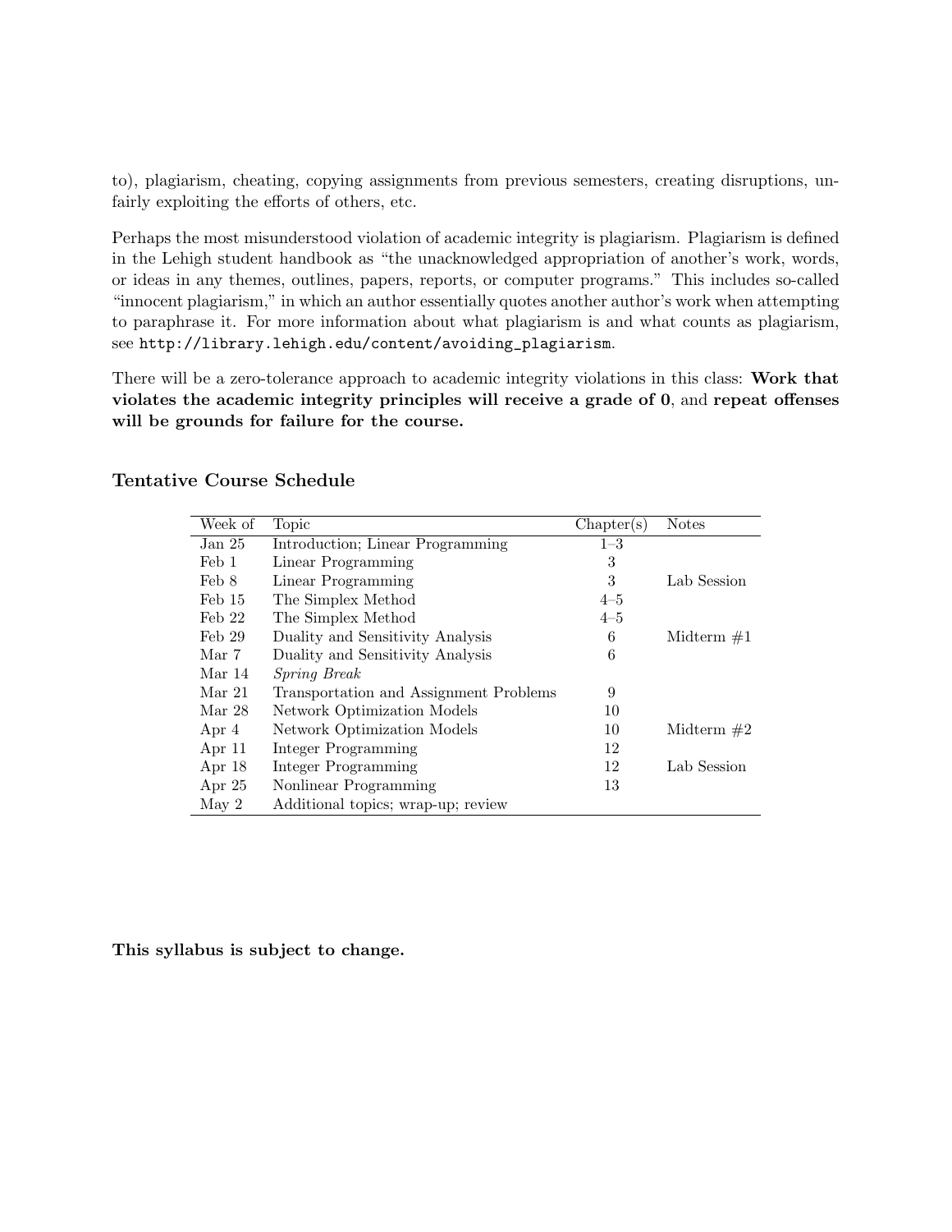to), plagiarism, cheating, copying assignments from previous semesters, creating disruptions, unfairly exploiting the efforts of others, etc.

Perhaps the most misunderstood violation of academic integrity is plagiarism. Plagiarism is defined in the Lehigh student handbook as "the unacknowledged appropriation of another's work, words, or ideas in any themes, outlines, papers, reports, or computer programs." This includes so-called "innocent plagiarism," in which an author essentially quotes another author's work when attempting to paraphrase it. For more information about what plagiarism is and what counts as plagiarism, see `http://library.lehigh.edu/content/avoiding_plagiarism`.

There will be a zero-tolerance approach to academic integrity violations in this class: **Work that violates the academic integrity principles will receive a grade of 0**, and **repeat offenses will be grounds for failure for the course.**

### Tentative Course Schedule

| Week of | Topic | Chapter(s) | Notes |
|---|---|---|---|
| Jan 25 | Introduction; Linear Programming | 1–3 | |
| Feb 1 | Linear Programming | 3 | |
| Feb 8 | Linear Programming | 3 | Lab Session |
| Feb 15 | The Simplex Method | 4–5 | |
| Feb 22 | The Simplex Method | 4–5 | |
| Feb 29 | Duality and Sensitivity Analysis | 6 | Midterm #1 |
| Mar 7 | Duality and Sensitivity Analysis | 6 | |
| Mar 14 | *Spring Break* | | |
| Mar 21 | Transportation and Assignment Problems | 9 | |
| Mar 28 | Network Optimization Models | 10 | |
| Apr 4 | Network Optimization Models | 10 | Midterm #2 |
| Apr 11 | Integer Programming | 12 | |
| Apr 18 | Integer Programming | 12 | Lab Session |
| Apr 25 | Nonlinear Programming | 13 | |
| May 2 | Additional topics; wrap-up; review | | |

**This syllabus is subject to change.**